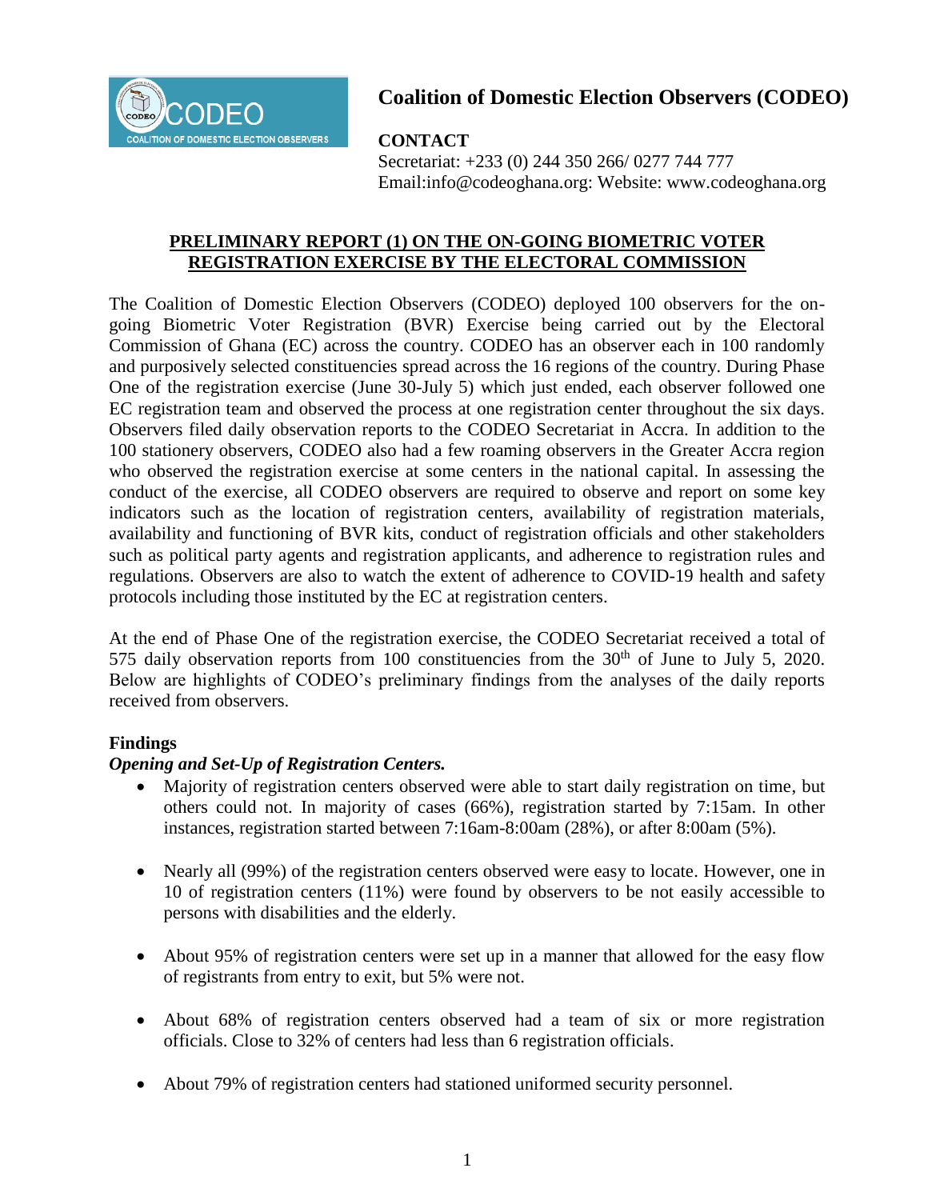# Coalition of Domestic Election Observers (CODEO)

**CONTACT**
Secretariat: +233 (0) 244 350 266/ 0277 744 777
Email:info@codeoghana.org: Website: www.codeoghana.org

## PRELIMINARY REPORT (1) ON THE ON-GOING BIOMETRIC VOTER REGISTRATION EXERCISE BY THE ELECTORAL COMMISSION

The Coalition of Domestic Election Observers (CODEO) deployed 100 observers for the on-going Biometric Voter Registration (BVR) Exercise being carried out by the Electoral Commission of Ghana (EC) across the country. CODEO has an observer each in 100 randomly and purposively selected constituencies spread across the 16 regions of the country. During Phase One of the registration exercise (June 30-July 5) which just ended, each observer followed one EC registration team and observed the process at one registration center throughout the six days. Observers filed daily observation reports to the CODEO Secretariat in Accra. In addition to the 100 stationery observers, CODEO also had a few roaming observers in the Greater Accra region who observed the registration exercise at some centers in the national capital. In assessing the conduct of the exercise, all CODEO observers are required to observe and report on some key indicators such as the location of registration centers, availability of registration materials, availability and functioning of BVR kits, conduct of registration officials and other stakeholders such as political party agents and registration applicants, and adherence to registration rules and regulations. Observers are also to watch the extent of adherence to COVID-19 health and safety protocols including those instituted by the EC at registration centers.

At the end of Phase One of the registration exercise, the CODEO Secretariat received a total of 575 daily observation reports from 100 constituencies from the 30th of June to July 5, 2020. Below are highlights of CODEO's preliminary findings from the analyses of the daily reports received from observers.

### Findings

***Opening and Set-Up of Registration Centers.***

- Majority of registration centers observed were able to start daily registration on time, but others could not. In majority of cases (66%), registration started by 7:15am. In other instances, registration started between 7:16am-8:00am (28%), or after 8:00am (5%).

- Nearly all (99%) of the registration centers observed were easy to locate. However, one in 10 of registration centers (11%) were found by observers to be not easily accessible to persons with disabilities and the elderly.

- About 95% of registration centers were set up in a manner that allowed for the easy flow of registrants from entry to exit, but 5% were not.

- About 68% of registration centers observed had a team of six or more registration officials. Close to 32% of centers had less than 6 registration officials.

- About 79% of registration centers had stationed uniformed security personnel.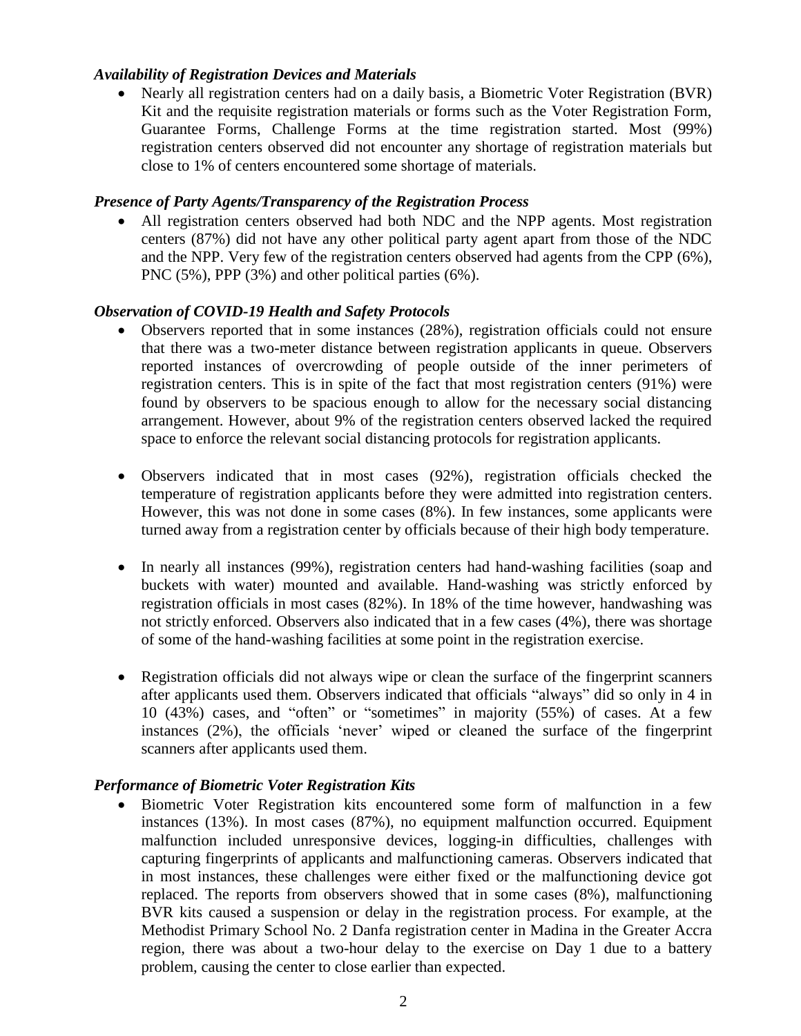***Availability of Registration Devices and Materials***

- Nearly all registration centers had on a daily basis, a Biometric Voter Registration (BVR) Kit and the requisite registration materials or forms such as the Voter Registration Form, Guarantee Forms, Challenge Forms at the time registration started. Most (99%) registration centers observed did not encounter any shortage of registration materials but close to 1% of centers encountered some shortage of materials.

***Presence of Party Agents/Transparency of the Registration Process***

- All registration centers observed had both NDC and the NPP agents. Most registration centers (87%) did not have any other political party agent apart from those of the NDC and the NPP. Very few of the registration centers observed had agents from the CPP (6%), PNC (5%), PPP (3%) and other political parties (6%).

***Observation of COVID-19 Health and Safety Protocols***

- Observers reported that in some instances (28%), registration officials could not ensure that there was a two-meter distance between registration applicants in queue. Observers reported instances of overcrowding of people outside of the inner perimeters of registration centers. This is in spite of the fact that most registration centers (91%) were found by observers to be spacious enough to allow for the necessary social distancing arrangement. However, about 9% of the registration centers observed lacked the required space to enforce the relevant social distancing protocols for registration applicants.

- Observers indicated that in most cases (92%), registration officials checked the temperature of registration applicants before they were admitted into registration centers. However, this was not done in some cases (8%). In few instances, some applicants were turned away from a registration center by officials because of their high body temperature.

- In nearly all instances (99%), registration centers had hand-washing facilities (soap and buckets with water) mounted and available. Hand-washing was strictly enforced by registration officials in most cases (82%). In 18% of the time however, handwashing was not strictly enforced. Observers also indicated that in a few cases (4%), there was shortage of some of the hand-washing facilities at some point in the registration exercise.

- Registration officials did not always wipe or clean the surface of the fingerprint scanners after applicants used them. Observers indicated that officials "always" did so only in 4 in 10 (43%) cases, and "often" or "sometimes" in majority (55%) of cases. At a few instances (2%), the officials 'never' wiped or cleaned the surface of the fingerprint scanners after applicants used them.

***Performance of Biometric Voter Registration Kits***

- Biometric Voter Registration kits encountered some form of malfunction in a few instances (13%). In most cases (87%), no equipment malfunction occurred. Equipment malfunction included unresponsive devices, logging-in difficulties, challenges with capturing fingerprints of applicants and malfunctioning cameras. Observers indicated that in most instances, these challenges were either fixed or the malfunctioning device got replaced. The reports from observers showed that in some cases (8%), malfunctioning BVR kits caused a suspension or delay in the registration process. For example, at the Methodist Primary School No. 2 Danfa registration center in Madina in the Greater Accra region, there was about a two-hour delay to the exercise on Day 1 due to a battery problem, causing the center to close earlier than expected.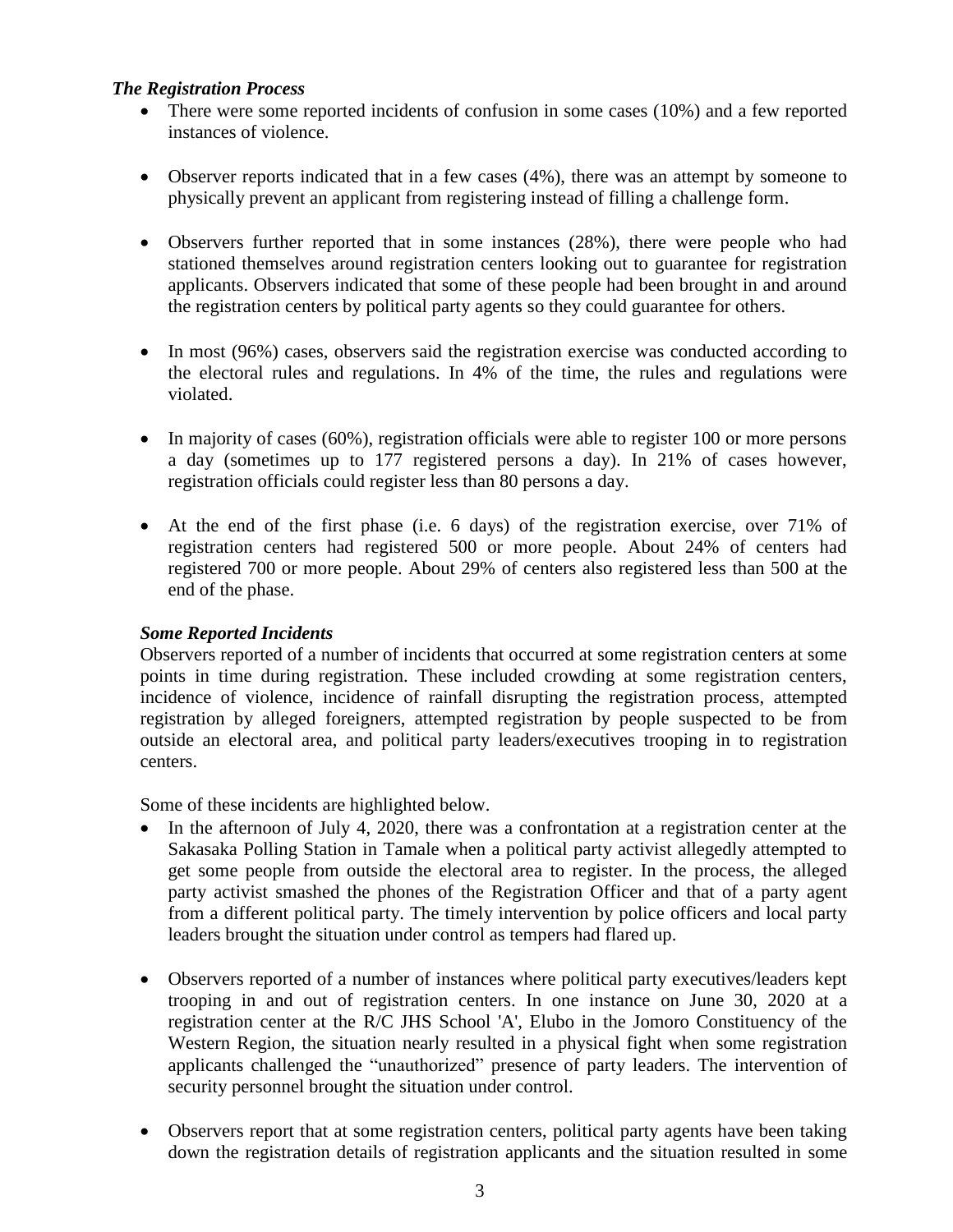***The Registration Process***

- There were some reported incidents of confusion in some cases (10%) and a few reported instances of violence.

- Observer reports indicated that in a few cases (4%), there was an attempt by someone to physically prevent an applicant from registering instead of filling a challenge form.

- Observers further reported that in some instances (28%), there were people who had stationed themselves around registration centers looking out to guarantee for registration applicants. Observers indicated that some of these people had been brought in and around the registration centers by political party agents so they could guarantee for others.

- In most (96%) cases, observers said the registration exercise was conducted according to the electoral rules and regulations. In 4% of the time, the rules and regulations were violated.

- In majority of cases (60%), registration officials were able to register 100 or more persons a day (sometimes up to 177 registered persons a day). In 21% of cases however, registration officials could register less than 80 persons a day.

- At the end of the first phase (i.e. 6 days) of the registration exercise, over 71% of registration centers had registered 500 or more people. About 24% of centers had registered 700 or more people. About 29% of centers also registered less than 500 at the end of the phase.

***Some Reported Incidents***

Observers reported of a number of incidents that occurred at some registration centers at some points in time during registration. These included crowding at some registration centers, incidence of violence, incidence of rainfall disrupting the registration process, attempted registration by alleged foreigners, attempted registration by people suspected to be from outside an electoral area, and political party leaders/executives trooping in to registration centers.

Some of these incidents are highlighted below.

- In the afternoon of July 4, 2020, there was a confrontation at a registration center at the Sakasaka Polling Station in Tamale when a political party activist allegedly attempted to get some people from outside the electoral area to register. In the process, the alleged party activist smashed the phones of the Registration Officer and that of a party agent from a different political party. The timely intervention by police officers and local party leaders brought the situation under control as tempers had flared up.

- Observers reported of a number of instances where political party executives/leaders kept trooping in and out of registration centers. In one instance on June 30, 2020 at a registration center at the R/C JHS School 'A', Elubo in the Jomoro Constituency of the Western Region, the situation nearly resulted in a physical fight when some registration applicants challenged the “unauthorized” presence of party leaders. The intervention of security personnel brought the situation under control.

- Observers report that at some registration centers, political party agents have been taking down the registration details of registration applicants and the situation resulted in some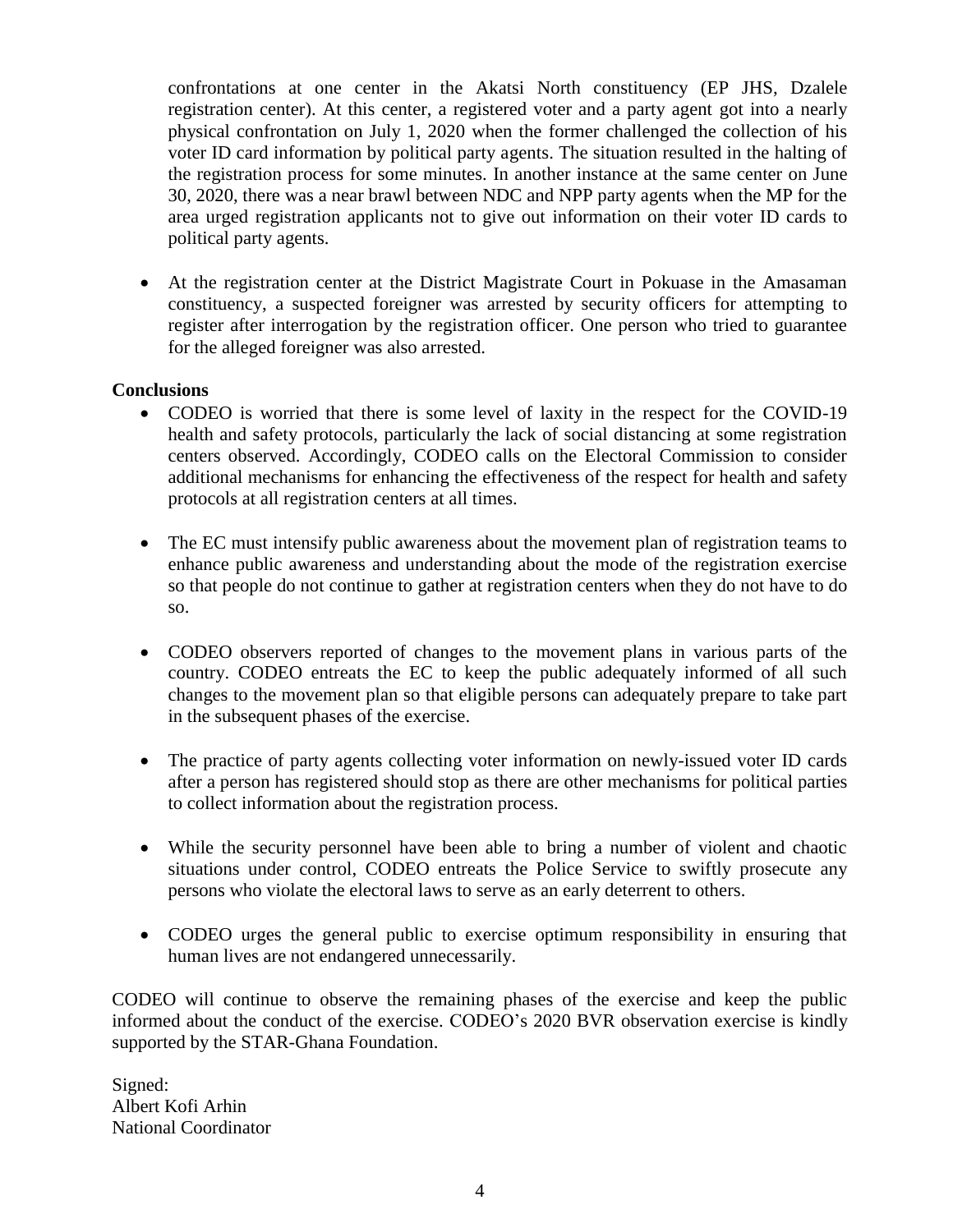confrontations at one center in the Akatsi North constituency (EP JHS, Dzalele registration center). At this center, a registered voter and a party agent got into a nearly physical confrontation on July 1, 2020 when the former challenged the collection of his voter ID card information by political party agents. The situation resulted in the halting of the registration process for some minutes. In another instance at the same center on June 30, 2020, there was a near brawl between NDC and NPP party agents when the MP for the area urged registration applicants not to give out information on their voter ID cards to political party agents.

- At the registration center at the District Magistrate Court in Pokuase in the Amasaman constituency, a suspected foreigner was arrested by security officers for attempting to register after interrogation by the registration officer. One person who tried to guarantee for the alleged foreigner was also arrested.

**Conclusions**

- CODEO is worried that there is some level of laxity in the respect for the COVID-19 health and safety protocols, particularly the lack of social distancing at some registration centers observed. Accordingly, CODEO calls on the Electoral Commission to consider additional mechanisms for enhancing the effectiveness of the respect for health and safety protocols at all registration centers at all times.

- The EC must intensify public awareness about the movement plan of registration teams to enhance public awareness and understanding about the mode of the registration exercise so that people do not continue to gather at registration centers when they do not have to do so.

- CODEO observers reported of changes to the movement plans in various parts of the country. CODEO entreats the EC to keep the public adequately informed of all such changes to the movement plan so that eligible persons can adequately prepare to take part in the subsequent phases of the exercise.

- The practice of party agents collecting voter information on newly-issued voter ID cards after a person has registered should stop as there are other mechanisms for political parties to collect information about the registration process.

- While the security personnel have been able to bring a number of violent and chaotic situations under control, CODEO entreats the Police Service to swiftly prosecute any persons who violate the electoral laws to serve as an early deterrent to others.

- CODEO urges the general public to exercise optimum responsibility in ensuring that human lives are not endangered unnecessarily.

CODEO will continue to observe the remaining phases of the exercise and keep the public informed about the conduct of the exercise. CODEO's 2020 BVR observation exercise is kindly supported by the STAR-Ghana Foundation.

Signed:
Albert Kofi Arhin
National Coordinator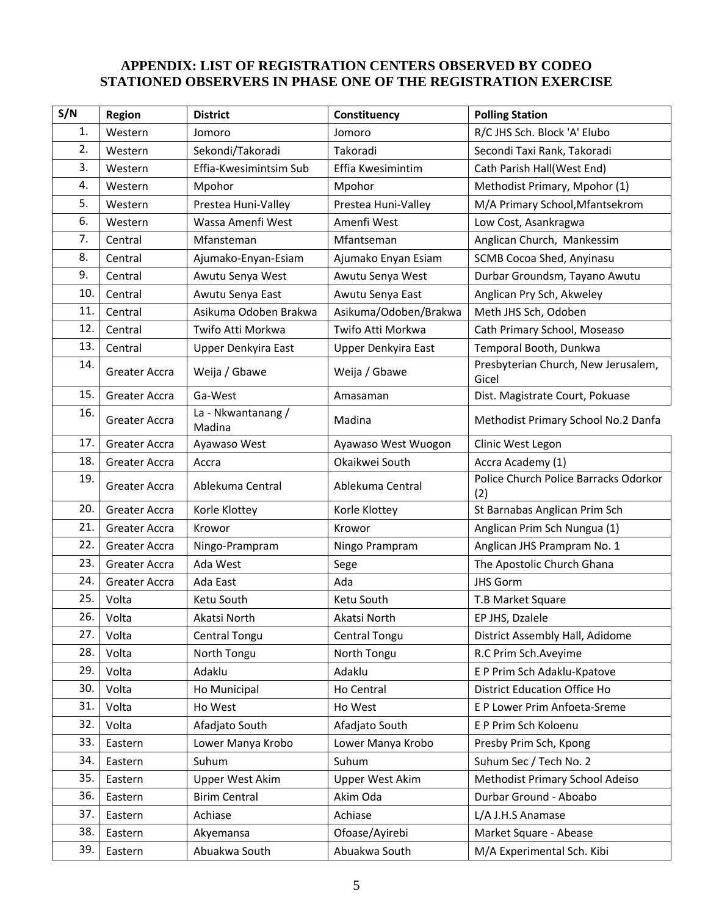## APPENDIX: LIST OF REGISTRATION CENTERS OBSERVED BY CODEO STATIONED OBSERVERS IN PHASE ONE OF THE REGISTRATION EXERCISE

| S/N | Region | District | Constituency | Polling Station |
|---|---|---|---|---|
| 1. | Western | Jomoro | Jomoro | R/C JHS Sch. Block 'A' Elubo |
| 2. | Western | Sekondi/Takoradi | Takoradi | Secondi Taxi Rank, Takoradi |
| 3. | Western | Effia-Kwesimintsim Sub | Effia Kwesimintim | Cath Parish Hall(West End) |
| 4. | Western | Mpohor | Mpohor | Methodist Primary, Mpohor (1) |
| 5. | Western | Prestea Huni-Valley | Prestea Huni-Valley | M/A Primary School,Mfantsekrom |
| 6. | Western | Wassa Amenfi West | Amenfi West | Low Cost, Asankragwa |
| 7. | Central | Mfansteman | Mfantseman | Anglican Church, Mankessim |
| 8. | Central | Ajumako-Enyan-Esiam | Ajumako Enyan Esiam | SCMB Cocoa Shed, Anyinasu |
| 9. | Central | Awutu Senya West | Awutu Senya West | Durbar Groundsm, Tayano Awutu |
| 10. | Central | Awutu Senya East | Awutu Senya East | Anglican Pry Sch, Akweley |
| 11. | Central | Asikuma Odoben Brakwa | Asikuma/Odoben/Brakwa | Meth JHS Sch, Odoben |
| 12. | Central | Twifo Atti Morkwa | Twifo Atti Morkwa | Cath Primary School, Moseaso |
| 13. | Central | Upper Denkyira East | Upper Denkyira East | Temporal Booth, Dunkwa |
| 14. | Greater Accra | Weija / Gbawe | Weija / Gbawe | Presbyterian Church, New Jerusalem, Gicel |
| 15. | Greater Accra | Ga-West | Amasaman | Dist. Magistrate Court, Pokuase |
| 16. | Greater Accra | La - Nkwantanang / Madina | Madina | Methodist Primary School No.2 Danfa |
| 17. | Greater Accra | Ayawaso West | Ayawaso West Wuogon | Clinic West Legon |
| 18. | Greater Accra | Accra | Okaikwei South | Accra Academy (1) |
| 19. | Greater Accra | Ablekuma Central | Ablekuma Central | Police Church Police Barracks Odorkor (2) |
| 20. | Greater Accra | Korle Klottey | Korle Klottey | St Barnabas Anglican Prim Sch |
| 21. | Greater Accra | Krowor | Krowor | Anglican Prim Sch Nungua (1) |
| 22. | Greater Accra | Ningo-Prampram | Ningo Prampram | Anglican JHS Prampram No. 1 |
| 23. | Greater Accra | Ada West | Sege | The Apostolic Church Ghana |
| 24. | Greater Accra | Ada East | Ada | JHS Gorm |
| 25. | Volta | Ketu South | Ketu South | T.B Market Square |
| 26. | Volta | Akatsi North | Akatsi North | EP JHS, Dzalele |
| 27. | Volta | Central Tongu | Central Tongu | District Assembly Hall, Adidome |
| 28. | Volta | North Tongu | North Tongu | R.C Prim Sch.Aveyime |
| 29. | Volta | Adaklu | Adaklu | E P Prim Sch Adaklu-Kpatove |
| 30. | Volta | Ho Municipal | Ho Central | District Education Office Ho |
| 31. | Volta | Ho West | Ho West | E P Lower Prim Anfoeta-Sreme |
| 32. | Volta | Afadjato South | Afadjato South | E P Prim Sch Koloenu |
| 33. | Eastern | Lower Manya Krobo | Lower Manya Krobo | Presby Prim Sch, Kpong |
| 34. | Eastern | Suhum | Suhum | Suhum Sec / Tech No. 2 |
| 35. | Eastern | Upper West Akim | Upper West Akim | Methodist Primary School Adeiso |
| 36. | Eastern | Birim Central | Akim Oda | Durbar Ground - Aboabo |
| 37. | Eastern | Achiase | Achiase | L/A J.H.S Anamase |
| 38. | Eastern | Akyemansa | Ofoase/Ayirebi | Market Square - Abease |
| 39. | Eastern | Abuakwa South | Abuakwa South | M/A Experimental Sch. Kibi |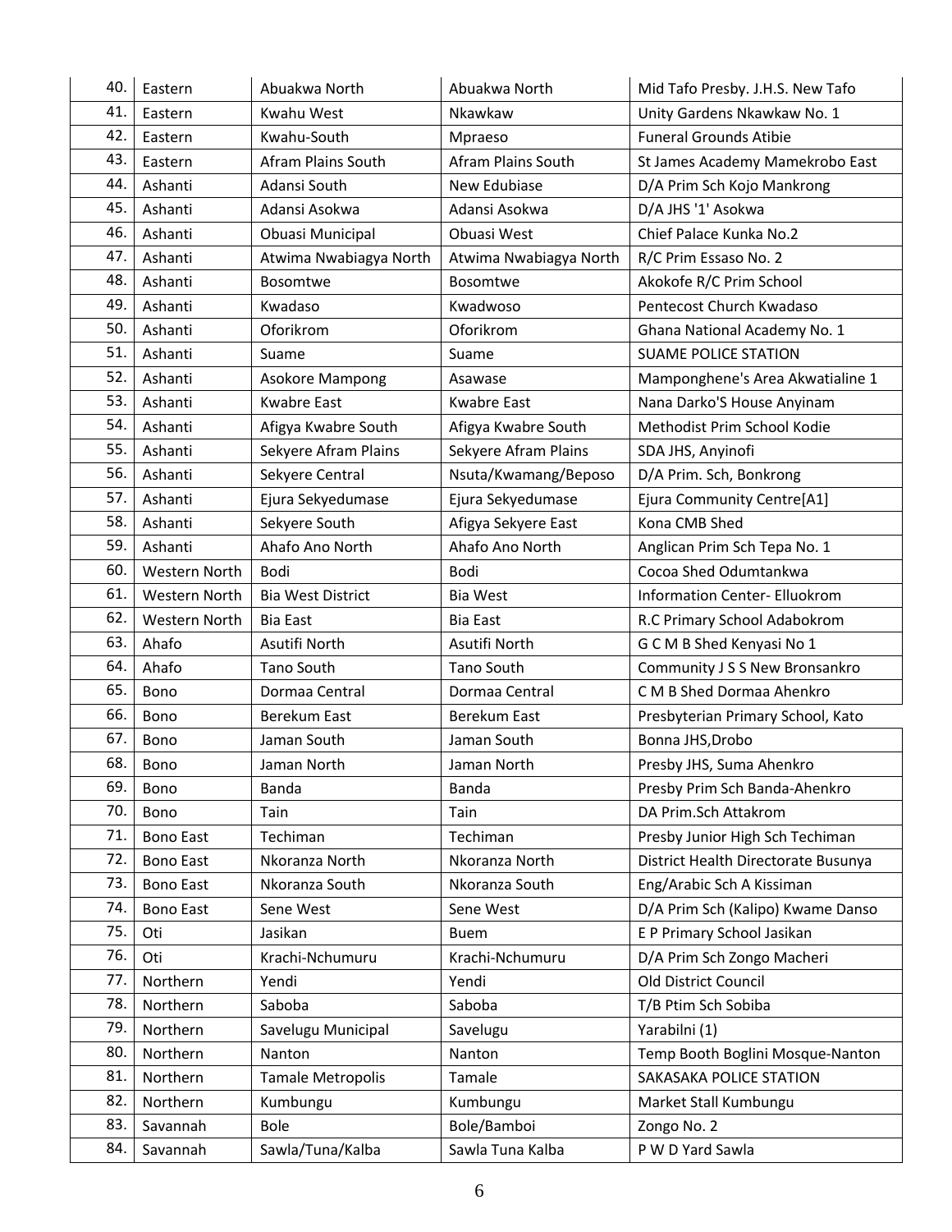| | | | | |
|---|---|---|---|---|
| 40. | Eastern | Abuakwa North | Abuakwa North | Mid Tafo Presby. J.H.S. New Tafo |
| 41. | Eastern | Kwahu West | Nkawkaw | Unity Gardens Nkawkaw No. 1 |
| 42. | Eastern | Kwahu-South | Mpraeso | Funeral Grounds Atibie |
| 43. | Eastern | Afram Plains South | Afram Plains South | St James Academy Mamekrobo East |
| 44. | Ashanti | Adansi South | New Edubiase | D/A Prim Sch Kojo Mankrong |
| 45. | Ashanti | Adansi Asokwa | Adansi Asokwa | D/A JHS '1' Asokwa |
| 46. | Ashanti | Obuasi Municipal | Obuasi West | Chief Palace Kunka No.2 |
| 47. | Ashanti | Atwima Nwabiagya North | Atwima Nwabiagya North | R/C Prim Essaso No. 2 |
| 48. | Ashanti | Bosomtwe | Bosomtwe | Akokofe R/C Prim School |
| 49. | Ashanti | Kwadaso | Kwadwoso | Pentecost Church Kwadaso |
| 50. | Ashanti | Oforikrom | Oforikrom | Ghana National Academy No. 1 |
| 51. | Ashanti | Suame | Suame | SUAME POLICE STATION |
| 52. | Ashanti | Asokore Mampong | Asawase | Mamponghene's Area Akwatialine 1 |
| 53. | Ashanti | Kwabre East | Kwabre East | Nana Darko'S House Anyinam |
| 54. | Ashanti | Afigya Kwabre South | Afigya Kwabre South | Methodist Prim School Kodie |
| 55. | Ashanti | Sekyere Afram Plains | Sekyere Afram Plains | SDA JHS, Anyinofi |
| 56. | Ashanti | Sekyere Central | Nsuta/Kwamang/Beposo | D/A Prim. Sch, Bonkrong |
| 57. | Ashanti | Ejura Sekyedumase | Ejura Sekyedumase | Ejura Community Centre[A1] |
| 58. | Ashanti | Sekyere South | Afigya Sekyere East | Kona CMB Shed |
| 59. | Ashanti | Ahafo Ano North | Ahafo Ano North | Anglican Prim Sch Tepa No. 1 |
| 60. | Western North | Bodi | Bodi | Cocoa Shed Odumtankwa |
| 61. | Western North | Bia West District | Bia West | Information Center- Elluokrom |
| 62. | Western North | Bia East | Bia East | R.C Primary School Adabokrom |
| 63. | Ahafo | Asutifi North | Asutifi North | G C M B Shed Kenyasi No 1 |
| 64. | Ahafo | Tano South | Tano South | Community J S S New Bronsankro |
| 65. | Bono | Dormaa Central | Dormaa Central | C M B Shed Dormaa Ahenkro |
| 66. | Bono | Berekum East | Berekum East | Presbyterian Primary School, Kato |
| 67. | Bono | Jaman South | Jaman South | Bonna JHS,Drobo |
| 68. | Bono | Jaman North | Jaman North | Presby JHS, Suma Ahenkro |
| 69. | Bono | Banda | Banda | Presby Prim Sch Banda-Ahenkro |
| 70. | Bono | Tain | Tain | DA Prim.Sch Attakrom |
| 71. | Bono East | Techiman | Techiman | Presby Junior High Sch Techiman |
| 72. | Bono East | Nkoranza North | Nkoranza North | District Health Directorate Busunya |
| 73. | Bono East | Nkoranza South | Nkoranza South | Eng/Arabic Sch A Kissiman |
| 74. | Bono East | Sene West | Sene West | D/A Prim Sch (Kalipo) Kwame Danso |
| 75. | Oti | Jasikan | Buem | E P Primary School Jasikan |
| 76. | Oti | Krachi-Nchumuru | Krachi-Nchumuru | D/A Prim Sch Zongo Macheri |
| 77. | Northern | Yendi | Yendi | Old District Council |
| 78. | Northern | Saboba | Saboba | T/B Ptim Sch Sobiba |
| 79. | Northern | Savelugu Municipal | Savelugu | Yarabilni (1) |
| 80. | Northern | Nanton | Nanton | Temp Booth Boglini Mosque-Nanton |
| 81. | Northern | Tamale Metropolis | Tamale | SAKASAKA POLICE STATION |
| 82. | Northern | Kumbungu | Kumbungu | Market Stall Kumbungu |
| 83. | Savannah | Bole | Bole/Bamboi | Zongo No. 2 |
| 84. | Savannah | Sawla/Tuna/Kalba | Sawla Tuna Kalba | P W D Yard Sawla |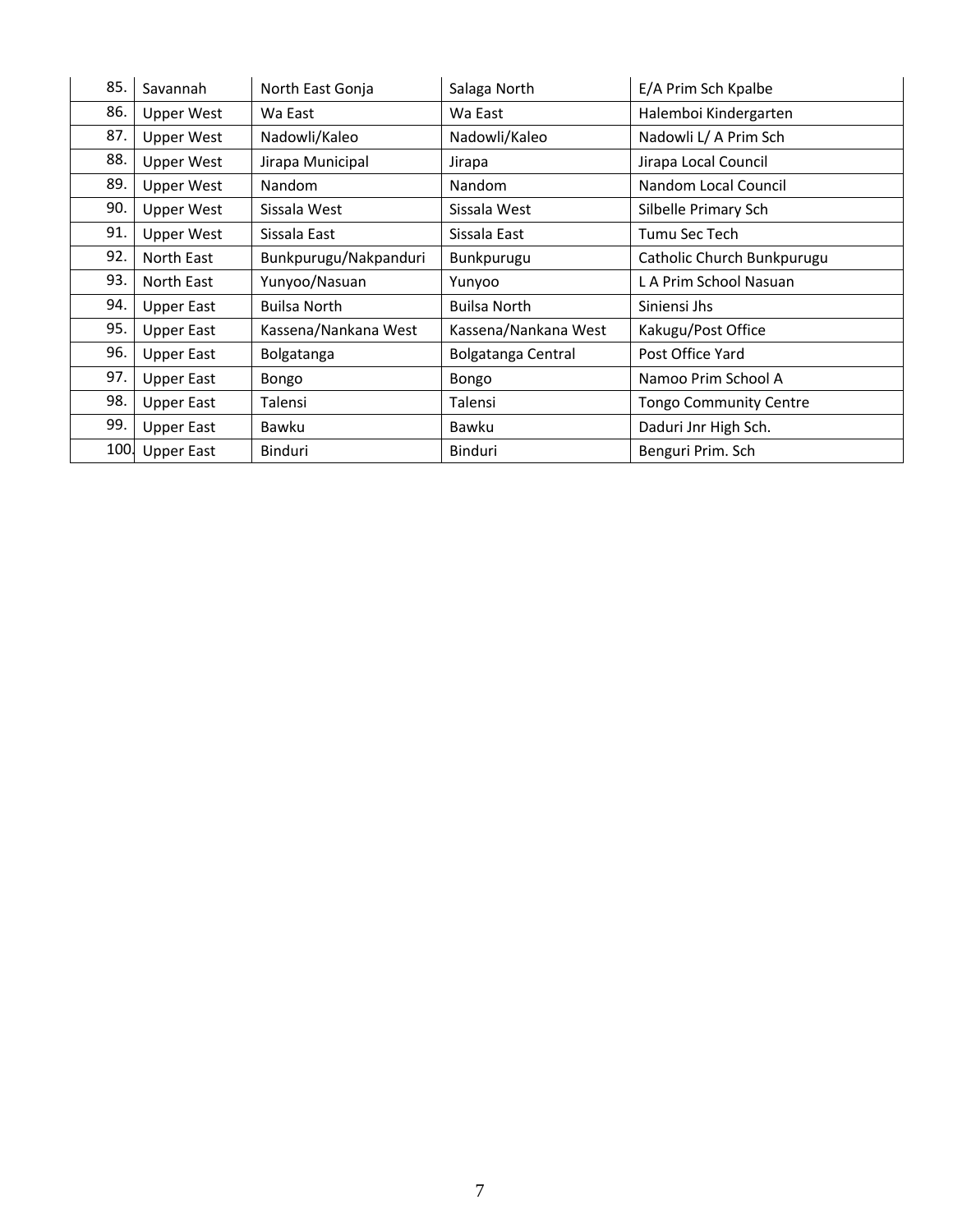| | | | | |
|---|---|---|---|---|
| 85. | Savannah | North East Gonja | Salaga North | E/A Prim Sch Kpalbe |
| 86. | Upper West | Wa East | Wa East | Halemboi Kindergarten |
| 87. | Upper West | Nadowli/Kaleo | Nadowli/Kaleo | Nadowli L/ A Prim Sch |
| 88. | Upper West | Jirapa Municipal | Jirapa | Jirapa Local Council |
| 89. | Upper West | Nandom | Nandom | Nandom Local Council |
| 90. | Upper West | Sissala West | Sissala West | Silbelle Primary Sch |
| 91. | Upper West | Sissala East | Sissala East | Tumu Sec Tech |
| 92. | North East | Bunkpurugu/Nakpanduri | Bunkpurugu | Catholic Church Bunkpurugu |
| 93. | North East | Yunyoo/Nasuan | Yunyoo | L A Prim School Nasuan |
| 94. | Upper East | Builsa North | Builsa North | Siniensi Jhs |
| 95. | Upper East | Kassena/Nankana West | Kassena/Nankana West | Kakugu/Post Office |
| 96. | Upper East | Bolgatanga | Bolgatanga Central | Post Office Yard |
| 97. | Upper East | Bongo | Bongo | Namoo Prim School A |
| 98. | Upper East | Talensi | Talensi | Tongo Community Centre |
| 99. | Upper East | Bawku | Bawku | Daduri Jnr High Sch. |
| 100. | Upper East | Binduri | Binduri | Benguri Prim. Sch |